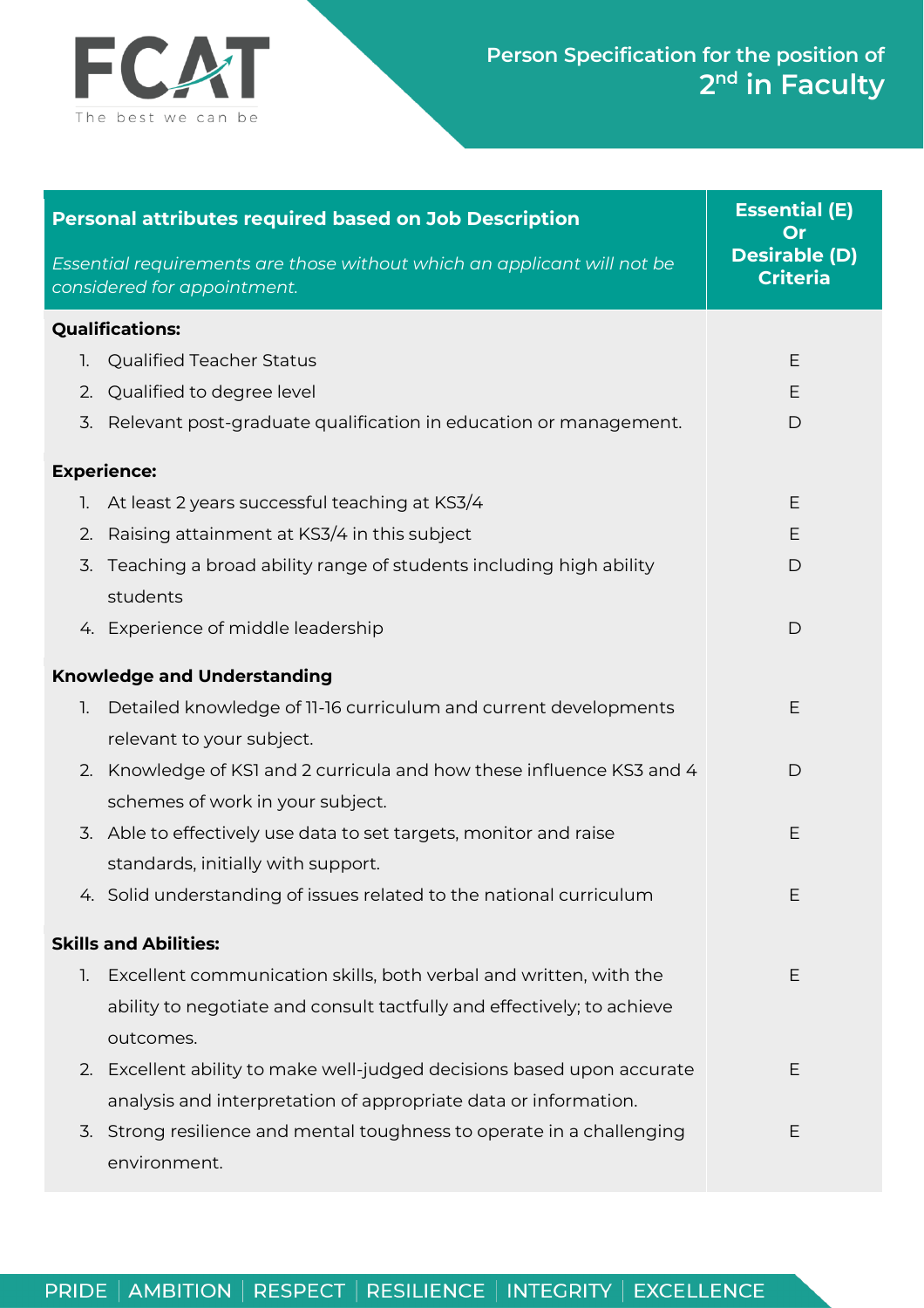FCAT

The best we can be

# Person Specification for the position of 2nd in Faculty

| **Personal attributes required based on Job Description**<br>*Essential requirements are those without which an applicant will not be considered for appointment.* | **Essential (E) Or Desirable (D) Criteria** |
|---|---|
| **Qualifications:** | |
| 1. Qualified Teacher Status | E |
| 2. Qualified to degree level | E |
| 3. Relevant post-graduate qualification in education or management. | D |
| **Experience:** | |
| 1. At least 2 years successful teaching at KS3/4 | E |
| 2. Raising attainment at KS3/4 in this subject | E |
| 3. Teaching a broad ability range of students including high ability students | D |
| 4. Experience of middle leadership | D |
| **Knowledge and Understanding** | |
| 1. Detailed knowledge of 11-16 curriculum and current developments relevant to your subject. | E |
| 2. Knowledge of KS1 and 2 curricula and how these influence KS3 and 4 schemes of work in your subject. | D |
| 3. Able to effectively use data to set targets, monitor and raise standards, initially with support. | E |
| 4. Solid understanding of issues related to the national curriculum | E |
| **Skills and Abilities:** | |
| 1. Excellent communication skills, both verbal and written, with the ability to negotiate and consult tactfully and effectively; to achieve outcomes. | E |
| 2. Excellent ability to make well-judged decisions based upon accurate analysis and interpretation of appropriate data or information. | E |
| 3. Strong resilience and mental toughness to operate in a challenging environment. | E |

PRIDE | AMBITION | RESPECT | RESILIENCE | INTEGRITY | EXCELLENCE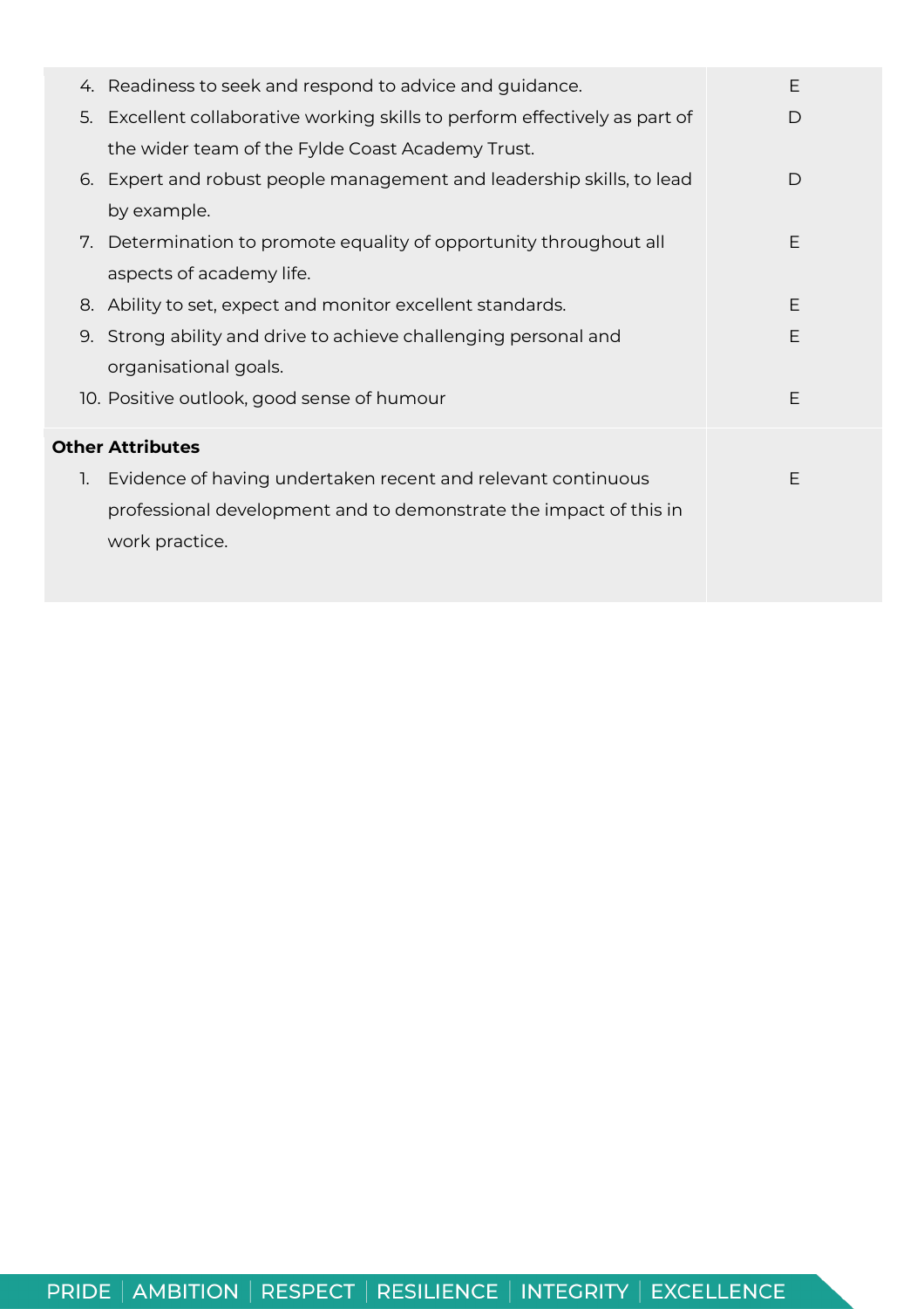| | |
|---|---|
| 4. Readiness to seek and respond to advice and guidance. | E |
| 5. Excellent collaborative working skills to perform effectively as part of the wider team of the Fylde Coast Academy Trust. | D |
| 6. Expert and robust people management and leadership skills, to lead by example. | D |
| 7. Determination to promote equality of opportunity throughout all aspects of academy life. | E |
| 8. Ability to set, expect and monitor excellent standards. | E |
| 9. Strong ability and drive to achieve challenging personal and organisational goals. | E |
| 10. Positive outlook, good sense of humour | E |
| **Other Attributes** | |
| 1. Evidence of having undertaken recent and relevant continuous professional development and to demonstrate the impact of this in work practice. | E |

PRIDE | AMBITION | RESPECT | RESILIENCE | INTEGRITY | EXCELLENCE